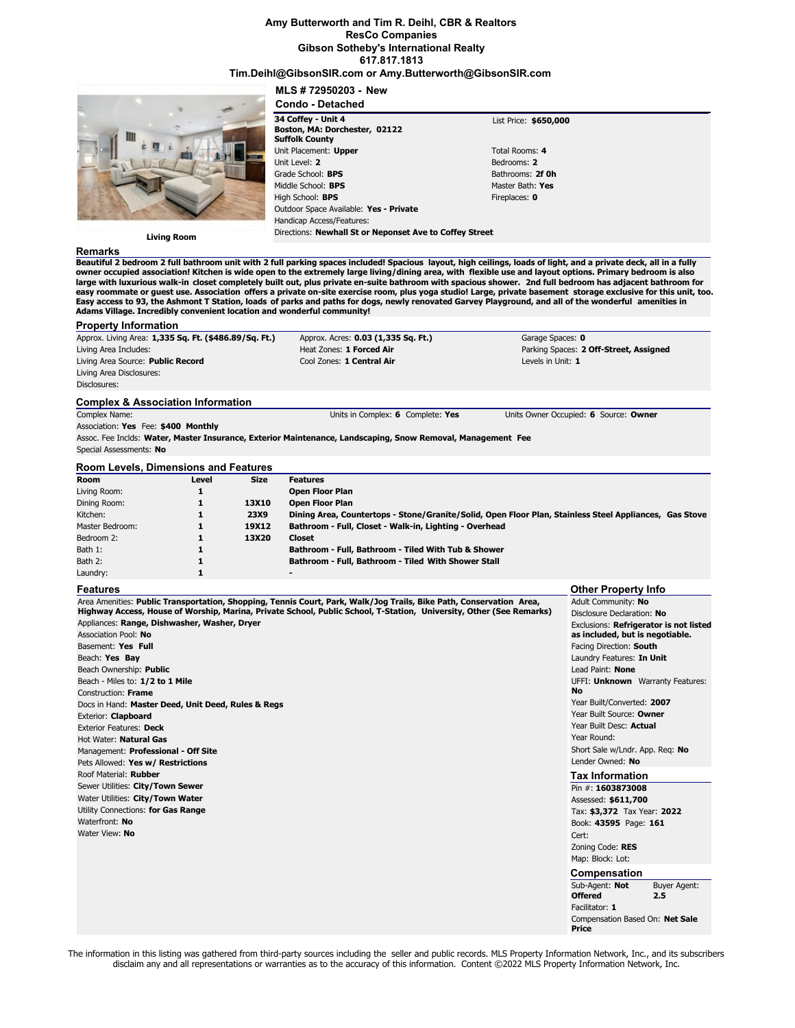**Amy Butterworth and Tim R. Deihl, CBR & Realtors**
**ResCo Companies**
**Gibson Sotheby's International Realty**
**617.817.1813**
**Tim.Deihl@GibsonSIR.com or Amy.Butterworth@GibsonSIR.com**

Living Room

## MLS # 72950203 - New

### Condo - Detached

**34 Coffey - Unit 4**
**Boston, MA: Dorchester, 02122**
**Suffolk County**

List Price: **$650,000**

Unit Placement: **Upper**
Unit Level: **2**
Grade School: **BPS**
Middle School: **BPS**
High School: **BPS**
Outdoor Space Available: **Yes - Private**
Handicap Access/Features:
Directions: **Newhall St or Neponset Ave to Coffey Street**

Total Rooms: **4**
Bedrooms: **2**
Bathrooms: **2f 0h**
Master Bath: **Yes**
Fireplaces: **0**

## Remarks

**Beautiful 2 bedroom 2 full bathroom unit with 2 full parking spaces included! Spacious layout, high ceilings, loads of light, and a private deck, all in a fully owner occupied association! Kitchen is wide open to the extremely large living/dining area, with flexible use and layout options. Primary bedroom is also large with luxurious walk-in closet completely built out, plus private en-suite bathroom with spacious shower. 2nd full bedroom has adjacent bathroom for easy roommate or guest use. Association offers a private on-site exercise room, plus yoga studio! Large, private basement storage exclusive for this unit, too. Easy access to 93, the Ashmont T Station, loads of parks and paths for dogs, newly renovated Garvey Playground, and all of the wonderful amenities in Adams Village. Incredibly convenient location and wonderful community!**

## Property Information

Approx. Living Area: **1,335 Sq. Ft. ($486.89/Sq. Ft.)**
Living Area Includes:
Living Area Source: **Public Record**
Living Area Disclosures:
Disclosures:

Approx. Acres: **0.03 (1,335 Sq. Ft.)**
Heat Zones: **1 Forced Air**
Cool Zones: **1 Central Air**

Garage Spaces: **0**
Parking Spaces: **2 Off-Street, Assigned**
Levels in Unit: **1**

## Complex & Association Information

Complex Name:
Units in Complex: **6** Complete: **Yes**
Units Owner Occupied: **6** Source: **Owner**
Association: **Yes** Fee: **$400 Monthly**
Assoc. Fee Inclds: **Water, Master Insurance, Exterior Maintenance, Landscaping, Snow Removal, Management Fee**
Special Assessments: **No**

## Room Levels, Dimensions and Features

| Room | Level | Size | Features |
|---|---|---|---|
| Living Room: | 1 | | Open Floor Plan |
| Dining Room: | 1 | 13X10 | Open Floor Plan |
| Kitchen: | 1 | 23X9 | Dining Area, Countertops - Stone/Granite/Solid, Open Floor Plan, Stainless Steel Appliances, Gas Stove |
| Master Bedroom: | 1 | 19X12 | Bathroom - Full, Closet - Walk-in, Lighting - Overhead |
| Bedroom 2: | 1 | 13X20 | Closet |
| Bath 1: | 1 | | Bathroom - Full, Bathroom - Tiled With Tub & Shower |
| Bath 2: | 1 | | Bathroom - Full, Bathroom - Tiled With Shower Stall |
| Laundry: | 1 | | - |

## Features

Area Amenities: **Public Transportation, Shopping, Tennis Court, Park, Walk/Jog Trails, Bike Path, Conservation Area, Highway Access, House of Worship, Marina, Private School, Public School, T-Station, University, Other (See Remarks)**
Appliances: **Range, Dishwasher, Washer, Dryer**
Association Pool: **No**
Basement: **Yes Full**
Beach: **Yes Bay**
Beach Ownership: **Public**
Beach - Miles to: **1/2 to 1 Mile**
Construction: **Frame**
Docs in Hand: **Master Deed, Unit Deed, Rules & Regs**
Exterior: **Clapboard**
Exterior Features: **Deck**
Hot Water: **Natural Gas**
Management: **Professional - Off Site**
Pets Allowed: **Yes w/ Restrictions**
Roof Material: **Rubber**
Sewer Utilities: **City/Town Sewer**
Water Utilities: **City/Town Water**
Utility Connections: **for Gas Range**
Waterfront: **No**
Water View: **No**

## Other Property Info

Adult Community: **No**
Disclosure Declaration: **No**
Exclusions: **Refrigerator is not listed as included, but is negotiable.**
Facing Direction: **South**
Laundry Features: **In Unit**
Lead Paint: **None**
UFFI: **Unknown** Warranty Features: **No**
Year Built/Converted: **2007**
Year Built Source: **Owner**
Year Built Desc: **Actual**
Year Round:
Short Sale w/Lndr. App. Req: **No**
Lender Owned: **No**

## Tax Information

Pin #: **1603873008**
Assessed: **$611,700**
Tax: **$3,372** Tax Year: **2022**
Book: **43595** Page: **161**
Cert:
Zoning Code: **RES**
Map: Block: Lot:

## Compensation

Sub-Agent: **Not Offered**
Buyer Agent: **2.5**
Facilitator: **1**
Compensation Based On: **Net Sale Price**

The information in this listing was gathered from third-party sources including the seller and public records. MLS Property Information Network, Inc., and its subscribers disclaim any and all representations or warranties as to the accuracy of this information. Content ©2022 MLS Property Information Network, Inc.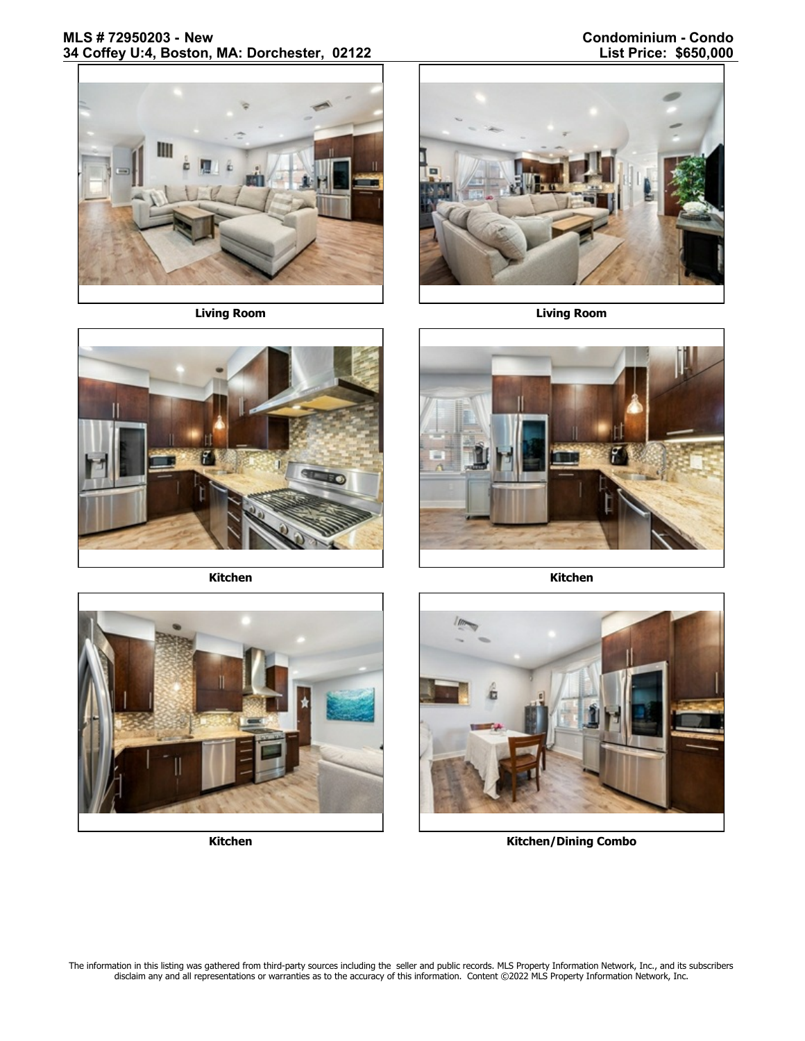Living Room

Living Room

Kitchen

Kitchen

Kitchen

Kitchen/Dining Combo

The information in this listing was gathered from third-party sources including the seller and public records. MLS Property Information Network, Inc., and its subscribers disclaim any and all representations or warranties as to the accuracy of this information. Content ©2022 MLS Property Information Network, Inc.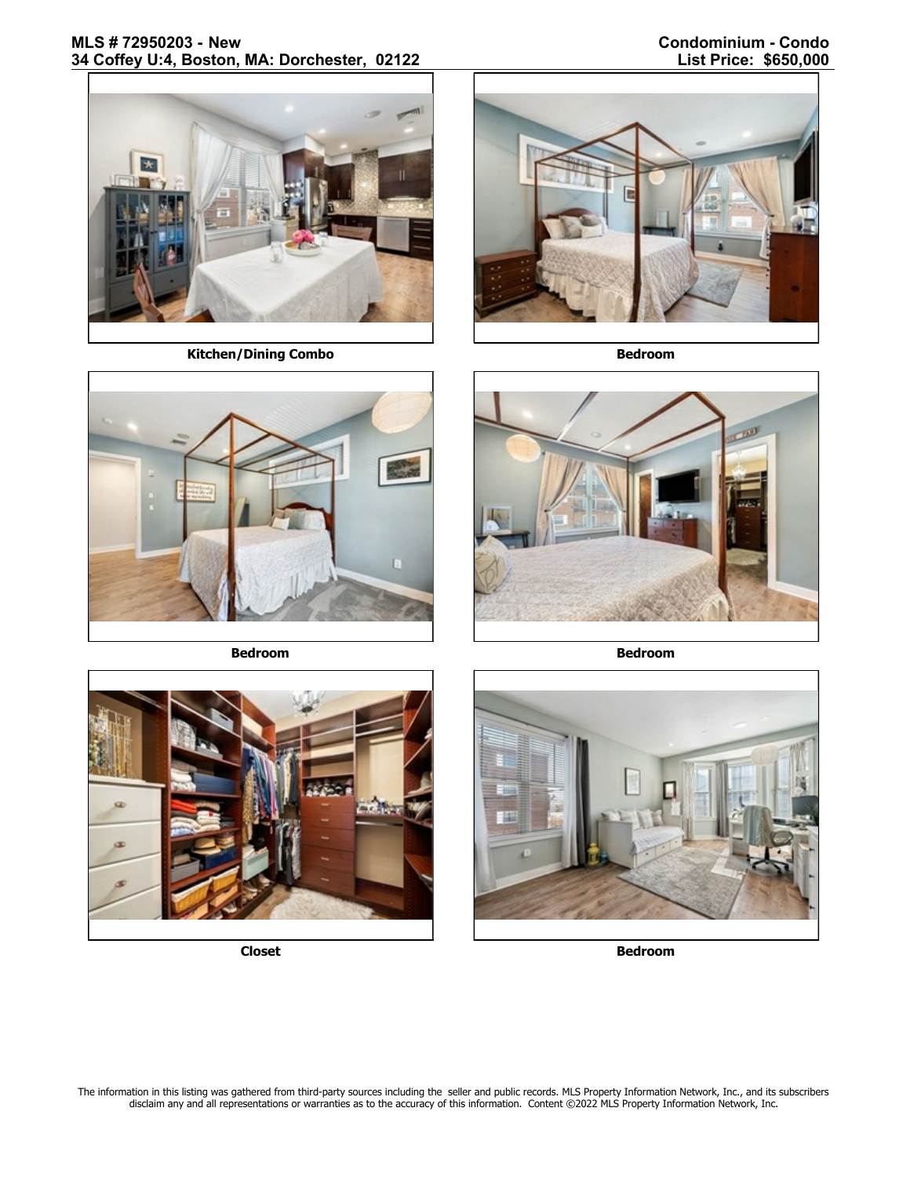Kitchen/Dining Combo

Bedroom

Bedroom

Bedroom

Closet

Bedroom

The information in this listing was gathered from third-party sources including the seller and public records. MLS Property Information Network, Inc., and its subscribers disclaim any and all representations or warranties as to the accuracy of this information. Content ©2022 MLS Property Information Network, Inc.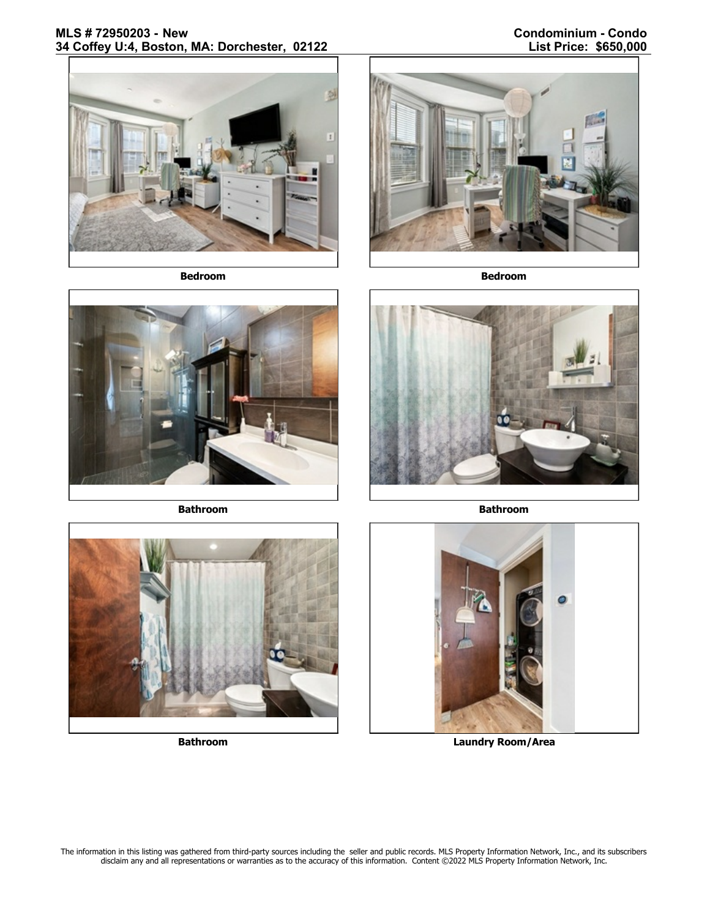MLS # 72950203 - New
34 Coffey U:4, Boston, MA: Dorchester, 02122

Condominium - Condo
List Price: $650,000

Bedroom

Bedroom

Bathroom

Bathroom

Bathroom

Laundry Room/Area

The information in this listing was gathered from third-party sources including the seller and public records. MLS Property Information Network, Inc., and its subscribers disclaim any and all representations or warranties as to the accuracy of this information. Content ©2022 MLS Property Information Network, Inc.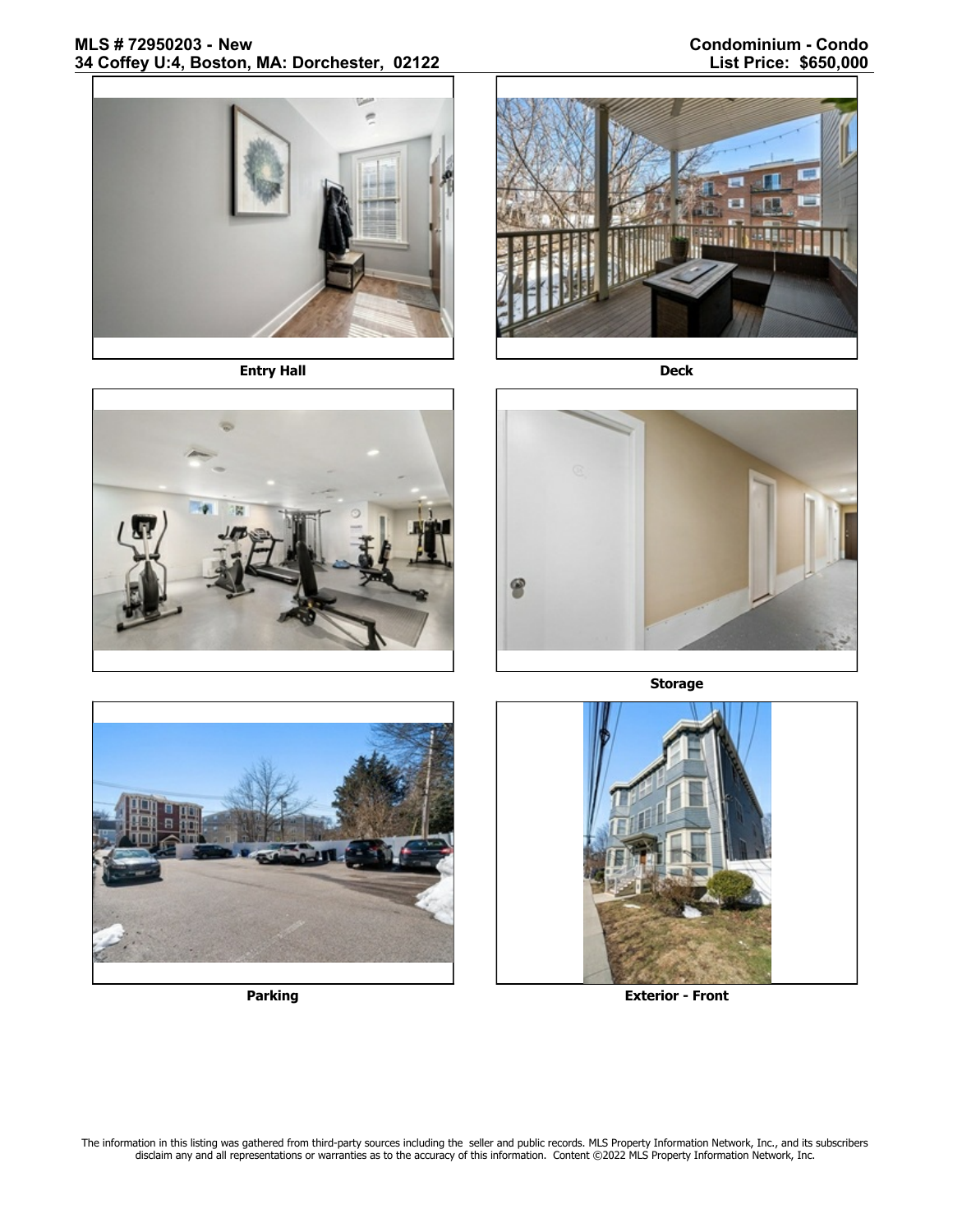MLS # 72950203 - New
34 Coffey U:4, Boston, MA: Dorchester, 02122

Condominium - Condo
List Price: $650,000

Entry Hall

Deck

Storage

Parking

Exterior - Front

The information in this listing was gathered from third-party sources including the seller and public records. MLS Property Information Network, Inc., and its subscribers disclaim any and all representations or warranties as to the accuracy of this information. Content ©2022 MLS Property Information Network, Inc.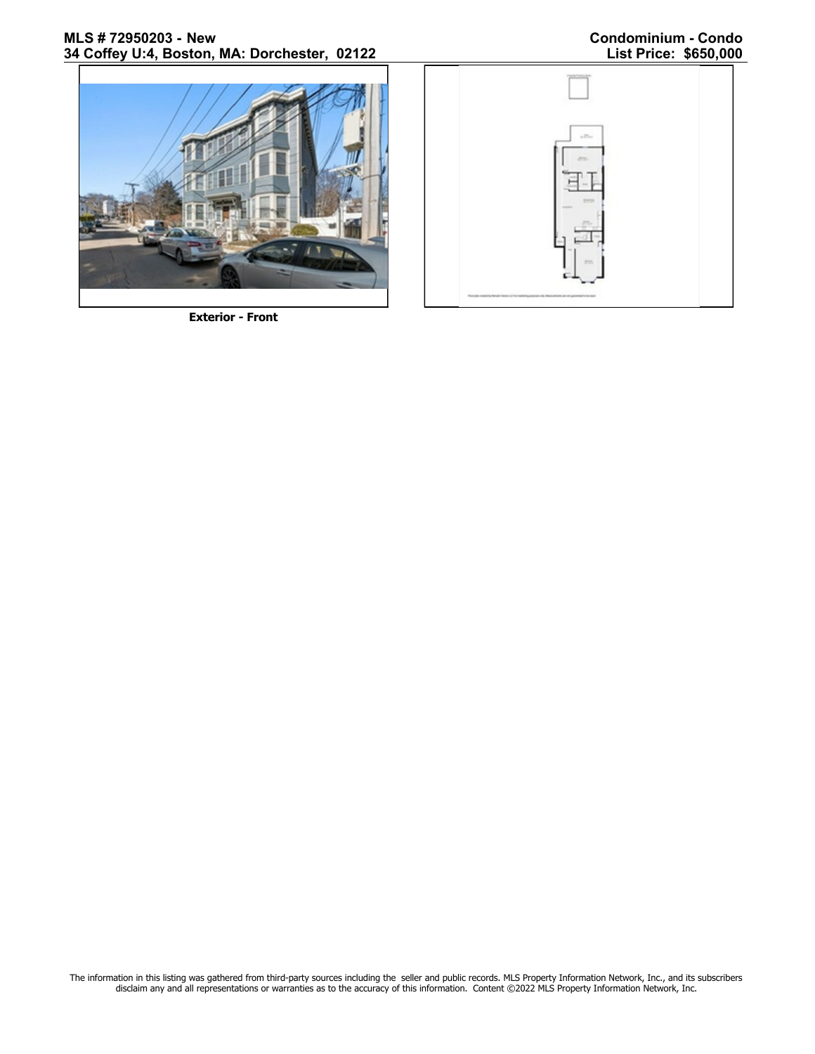**MLS # 72950203 - New**
**34 Coffey U:4, Boston, MA: Dorchester, 02122**

**Condominium - Condo**
**List Price: $650,000**

**Exterior - Front**

The information in this listing was gathered from third-party sources including the seller and public records. MLS Property Information Network, Inc., and its subscribers disclaim any and all representations or warranties as to the accuracy of this information. Content ©2022 MLS Property Information Network, Inc.